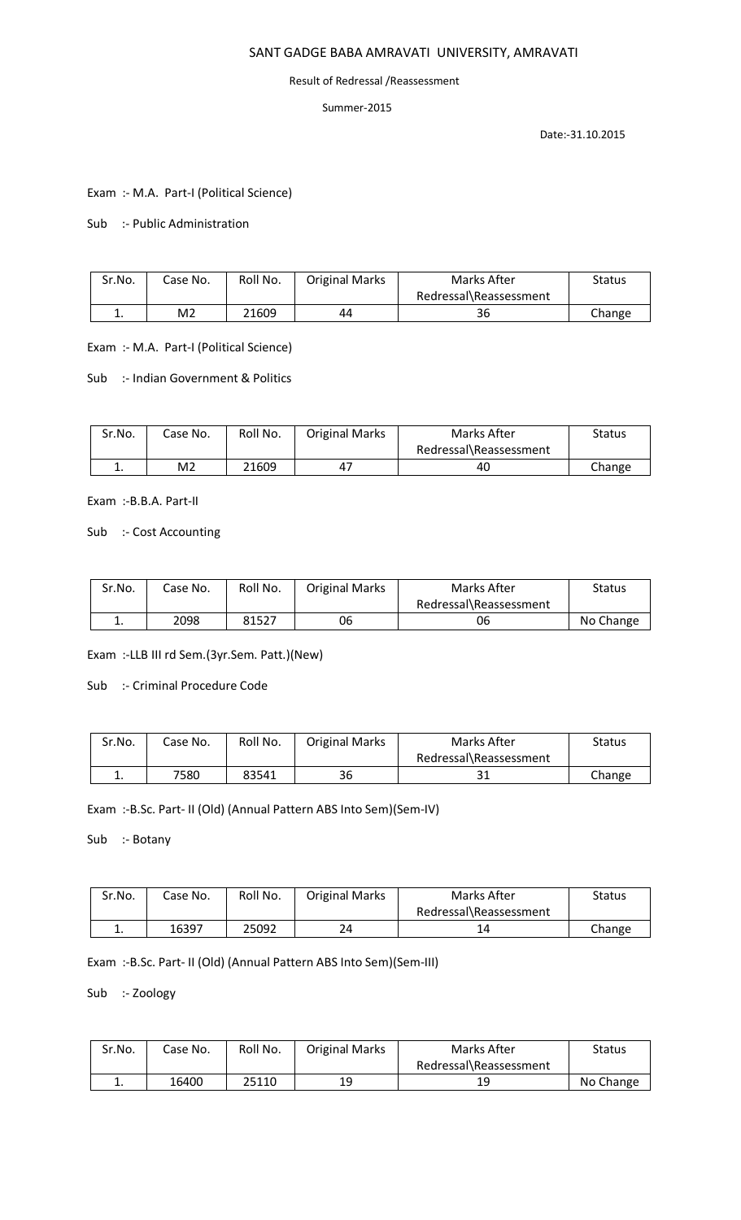# SANT GADGE BABA AMRAVATI UNIVERSITY, AMRAVATI

Result of Redressal /Reassessment

Summer-2015

Date:-31.10.2015

Exam :- M.A. Part-I (Political Science)

Sub :- Public Administration

| Sr.No. | Case No. | Roll No. | Original Marks | Marks After Redressal\Reassessment | Status |
|---|---|---|---|---|---|
| 1. | M2 | 21609 | 44 | 36 | Change |

Exam :- M.A. Part-I (Political Science)

Sub :- Indian Government & Politics

| Sr.No. | Case No. | Roll No. | Original Marks | Marks After Redressal\Reassessment | Status |
|---|---|---|---|---|---|
| 1. | M2 | 21609 | 47 | 40 | Change |

Exam :-B.B.A. Part-II

Sub :- Cost Accounting

| Sr.No. | Case No. | Roll No. | Original Marks | Marks After Redressal\Reassessment | Status |
|---|---|---|---|---|---|
| 1. | 2098 | 81527 | 06 | 06 | No Change |

Exam :-LLB III rd Sem.(3yr.Sem. Patt.)(New)

Sub :- Criminal Procedure Code

| Sr.No. | Case No. | Roll No. | Original Marks | Marks After Redressal\Reassessment | Status |
|---|---|---|---|---|---|
| 1. | 7580 | 83541 | 36 | 31 | Change |

Exam :-B.Sc. Part- II (Old) (Annual Pattern ABS Into Sem)(Sem-IV)

Sub :- Botany

| Sr.No. | Case No. | Roll No. | Original Marks | Marks After Redressal\Reassessment | Status |
|---|---|---|---|---|---|
| 1. | 16397 | 25092 | 24 | 14 | Change |

Exam :-B.Sc. Part- II (Old) (Annual Pattern ABS Into Sem)(Sem-III)

Sub :- Zoology

| Sr.No. | Case No. | Roll No. | Original Marks | Marks After Redressal\Reassessment | Status |
|---|---|---|---|---|---|
| 1. | 16400 | 25110 | 19 | 19 | No Change |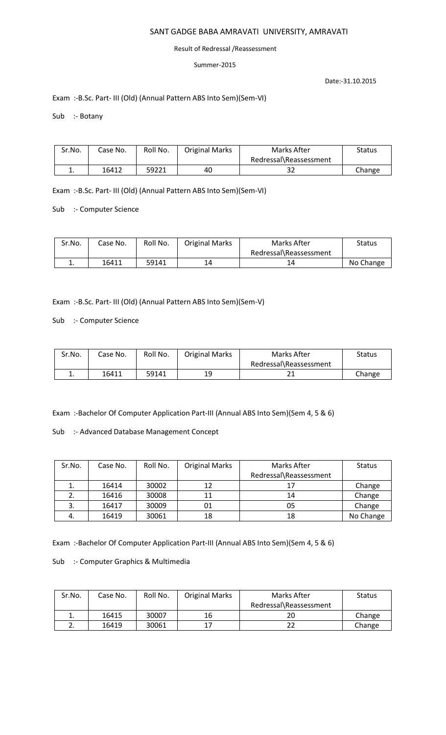SANT GADGE BABA AMRAVATI UNIVERSITY, AMRAVATI

Result of Redressal /Reassessment

Summer-2015

Date:-31.10.2015

Exam :-B.Sc. Part- III (Old) (Annual Pattern ABS Into Sem)(Sem-VI)

Sub :- Botany

| Sr.No. | Case No. | Roll No. | Original Marks | Marks After Redressal\Reassessment | Status |
|---|---|---|---|---|---|
| 1. | 16412 | 59221 | 40 | 32 | Change |

Exam :-B.Sc. Part- III (Old) (Annual Pattern ABS Into Sem)(Sem-VI)

Sub :- Computer Science

| Sr.No. | Case No. | Roll No. | Original Marks | Marks After Redressal\Reassessment | Status |
|---|---|---|---|---|---|
| 1. | 16411 | 59141 | 14 | 14 | No Change |

Exam :-B.Sc. Part- III (Old) (Annual Pattern ABS Into Sem)(Sem-V)

Sub :- Computer Science

| Sr.No. | Case No. | Roll No. | Original Marks | Marks After Redressal\Reassessment | Status |
|---|---|---|---|---|---|
| 1. | 16411 | 59141 | 19 | 21 | Change |

Exam :-Bachelor Of Computer Application Part-III (Annual ABS Into Sem)(Sem 4, 5 & 6)

Sub :- Advanced Database Management Concept

| Sr.No. | Case No. | Roll No. | Original Marks | Marks After Redressal\Reassessment | Status |
|---|---|---|---|---|---|
| 1. | 16414 | 30002 | 12 | 17 | Change |
| 2. | 16416 | 30008 | 11 | 14 | Change |
| 3. | 16417 | 30009 | 01 | 05 | Change |
| 4. | 16419 | 30061 | 18 | 18 | No Change |

Exam :-Bachelor Of Computer Application Part-III (Annual ABS Into Sem)(Sem 4, 5 & 6)

Sub :- Computer Graphics & Multimedia

| Sr.No. | Case No. | Roll No. | Original Marks | Marks After Redressal\Reassessment | Status |
|---|---|---|---|---|---|
| 1. | 16415 | 30007 | 16 | 20 | Change |
| 2. | 16419 | 30061 | 17 | 22 | Change |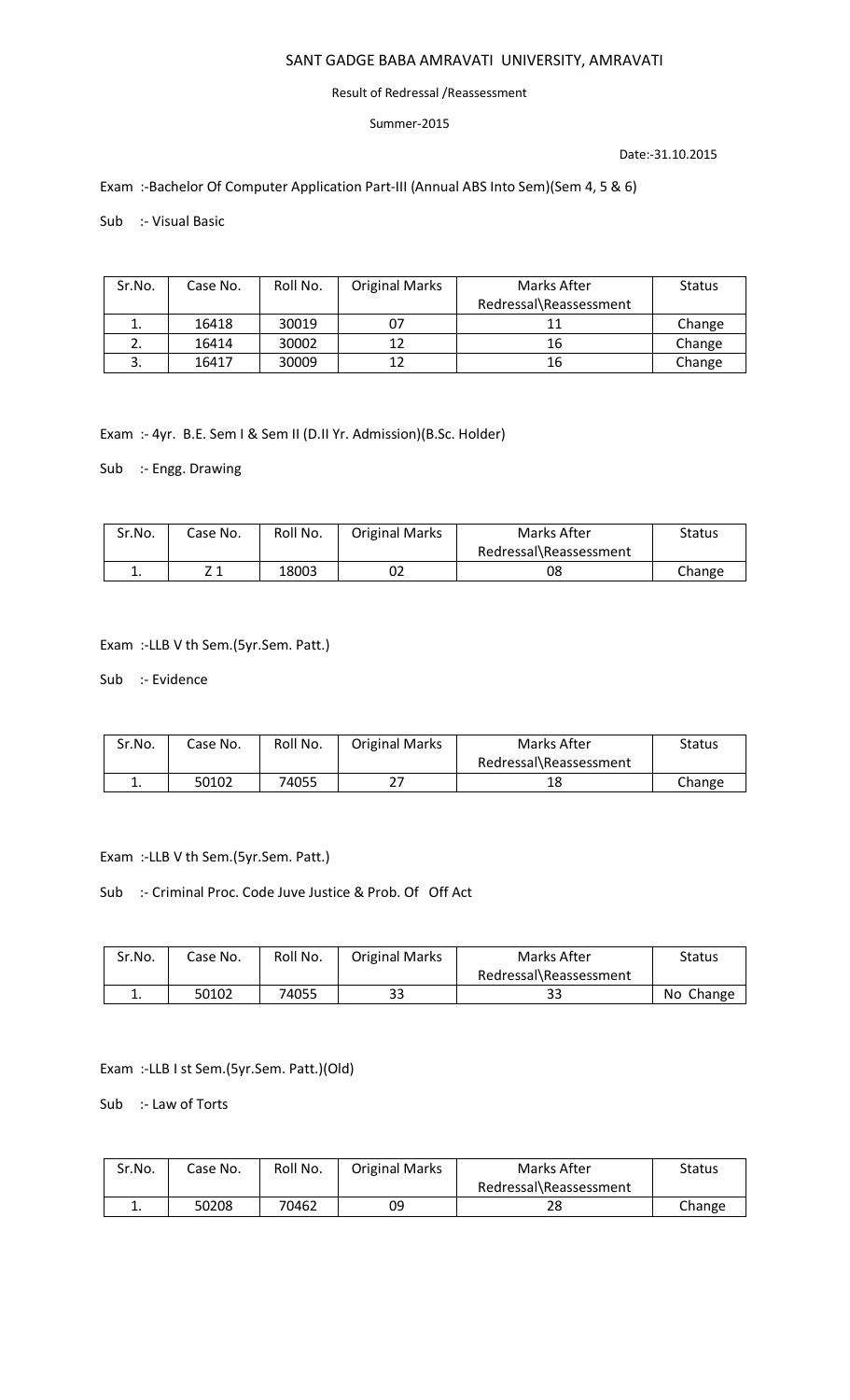# SANT GADGE BABA AMRAVATI UNIVERSITY, AMRAVATI

Result of Redressal /Reassessment

Summer-2015

Date:-31.10.2015

Exam :-Bachelor Of Computer Application Part-III (Annual ABS Into Sem)(Sem 4, 5 & 6)

Sub :- Visual Basic

| Sr.No. | Case No. | Roll No. | Original Marks | Marks After Redressal\Reassessment | Status |
|---|---|---|---|---|---|
| 1. | 16418 | 30019 | 07 | 11 | Change |
| 2. | 16414 | 30002 | 12 | 16 | Change |
| 3. | 16417 | 30009 | 12 | 16 | Change |

Exam :- 4yr. B.E. Sem I & Sem II (D.II Yr. Admission)(B.Sc. Holder)

Sub :- Engg. Drawing

| Sr.No. | Case No. | Roll No. | Original Marks | Marks After Redressal\Reassessment | Status |
|---|---|---|---|---|---|
| 1. | Z 1 | 18003 | 02 | 08 | Change |

Exam :-LLB V th Sem.(5yr.Sem. Patt.)

Sub :- Evidence

| Sr.No. | Case No. | Roll No. | Original Marks | Marks After Redressal\Reassessment | Status |
|---|---|---|---|---|---|
| 1. | 50102 | 74055 | 27 | 18 | Change |

Exam :-LLB V th Sem.(5yr.Sem. Patt.)

Sub :- Criminal Proc. Code Juve Justice & Prob. Of Off Act

| Sr.No. | Case No. | Roll No. | Original Marks | Marks After Redressal\Reassessment | Status |
|---|---|---|---|---|---|
| 1. | 50102 | 74055 | 33 | 33 | No Change |

Exam :-LLB I st Sem.(5yr.Sem. Patt.)(Old)

Sub :- Law of Torts

| Sr.No. | Case No. | Roll No. | Original Marks | Marks After Redressal\Reassessment | Status |
|---|---|---|---|---|---|
| 1. | 50208 | 70462 | 09 | 28 | Change |